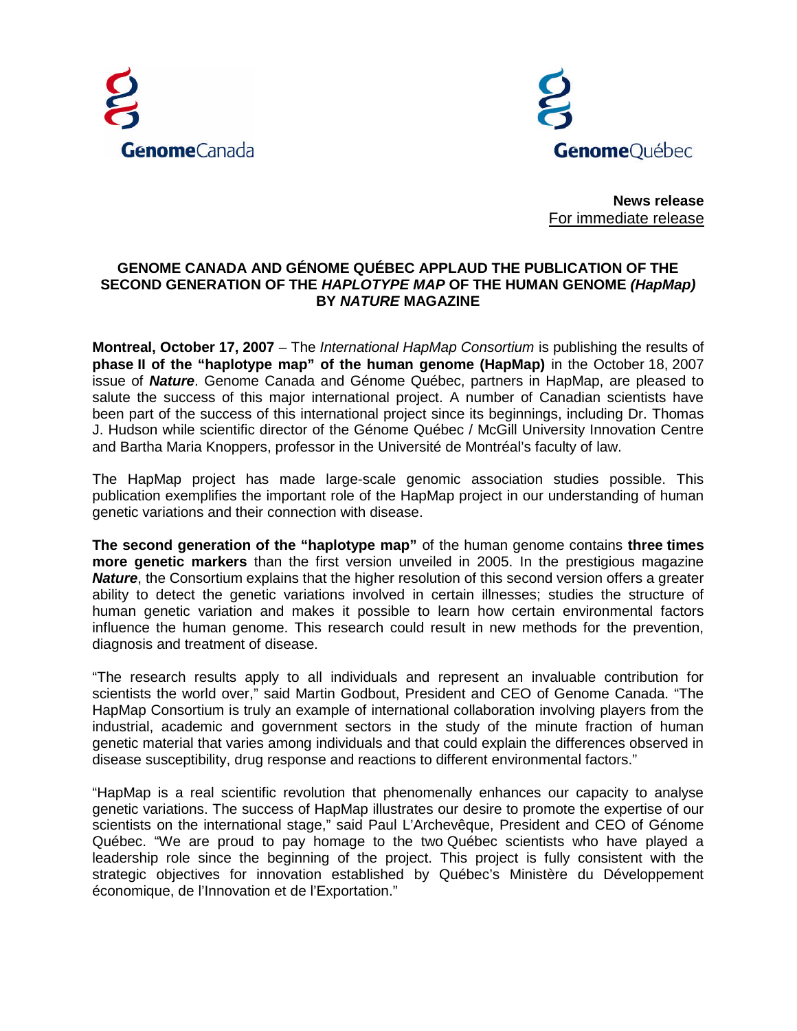GenomeCanada

GenomeQuébec

**News release**
For immediate release

# GENOME CANADA AND GÉNOME QUÉBEC APPLAUD THE PUBLICATION OF THE SECOND GENERATION OF THE *HAPLOTYPE MAP* OF THE HUMAN GENOME *(HapMap)* BY *NATURE* MAGAZINE

**Montreal, October 17, 2007** – The *International HapMap Consortium* is publishing the results of **phase II of the "haplotype map" of the human genome (HapMap)** in the October 18, 2007 issue of ***Nature***. Genome Canada and Génome Québec, partners in HapMap, are pleased to salute the success of this major international project. A number of Canadian scientists have been part of the success of this international project since its beginnings, including Dr. Thomas J. Hudson while scientific director of the Génome Québec / McGill University Innovation Centre and Bartha Maria Knoppers, professor in the Université de Montréal's faculty of law.

The HapMap project has made large-scale genomic association studies possible. This publication exemplifies the important role of the HapMap project in our understanding of human genetic variations and their connection with disease.

**The second generation of the "haplotype map"** of the human genome contains **three times more genetic markers** than the first version unveiled in 2005. In the prestigious magazine ***Nature***, the Consortium explains that the higher resolution of this second version offers a greater ability to detect the genetic variations involved in certain illnesses; studies the structure of human genetic variation and makes it possible to learn how certain environmental factors influence the human genome. This research could result in new methods for the prevention, diagnosis and treatment of disease.

"The research results apply to all individuals and represent an invaluable contribution for scientists the world over," said Martin Godbout, President and CEO of Genome Canada. "The HapMap Consortium is truly an example of international collaboration involving players from the industrial, academic and government sectors in the study of the minute fraction of human genetic material that varies among individuals and that could explain the differences observed in disease susceptibility, drug response and reactions to different environmental factors."

"HapMap is a real scientific revolution that phenomenally enhances our capacity to analyse genetic variations. The success of HapMap illustrates our desire to promote the expertise of our scientists on the international stage," said Paul L'Archevêque, President and CEO of Génome Québec. "We are proud to pay homage to the two Québec scientists who have played a leadership role since the beginning of the project. This project is fully consistent with the strategic objectives for innovation established by Québec's Ministère du Développement économique, de l'Innovation et de l'Exportation."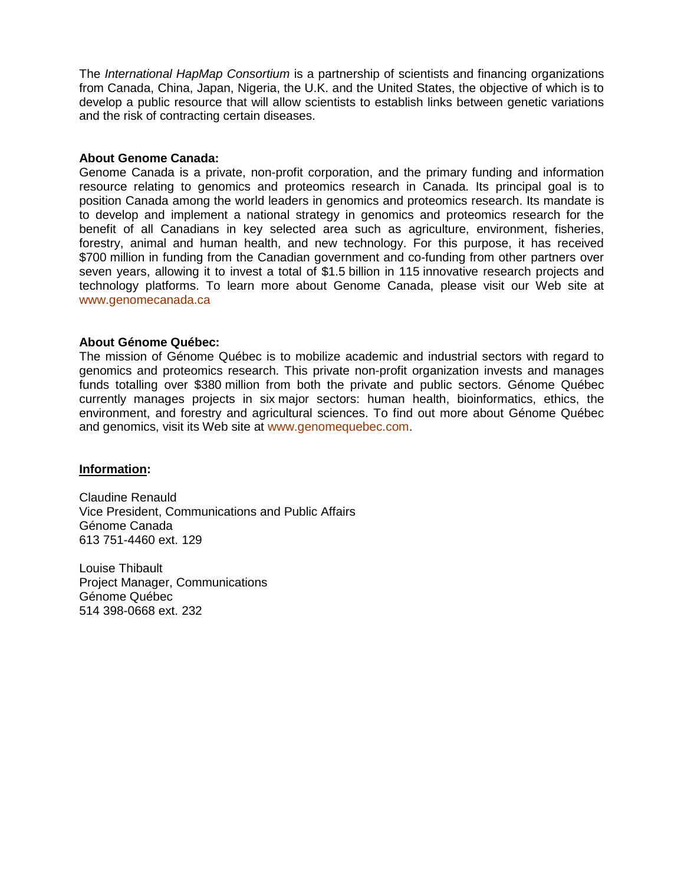The *International HapMap Consortium* is a partnership of scientists and financing organizations from Canada, China, Japan, Nigeria, the U.K. and the United States, the objective of which is to develop a public resource that will allow scientists to establish links between genetic variations and the risk of contracting certain diseases.

**About Genome Canada:**
Genome Canada is a private, non-profit corporation, and the primary funding and information resource relating to genomics and proteomics research in Canada. Its principal goal is to position Canada among the world leaders in genomics and proteomics research. Its mandate is to develop and implement a national strategy in genomics and proteomics research for the benefit of all Canadians in key selected area such as agriculture, environment, fisheries, forestry, animal and human health, and new technology. For this purpose, it has received $700 million in funding from the Canadian government and co-funding from other partners over seven years, allowing it to invest a total of $1.5 billion in 115 innovative research projects and technology platforms. To learn more about Genome Canada, please visit our Web site at www.genomecanada.ca

**About Génome Québec:**
The mission of Génome Québec is to mobilize academic and industrial sectors with regard to genomics and proteomics research. This private non-profit organization invests and manages funds totalling over $380 million from both the private and public sectors. Génome Québec currently manages projects in six major sectors: human health, bioinformatics, ethics, the environment, and forestry and agricultural sciences. To find out more about Génome Québec and genomics, visit its Web site at www.genomequebec.com.

**Information:**

Claudine Renauld
Vice President, Communications and Public Affairs
Génome Canada
613 751-4460 ext. 129

Louise Thibault
Project Manager, Communications
Génome Québec
514 398-0668 ext. 232